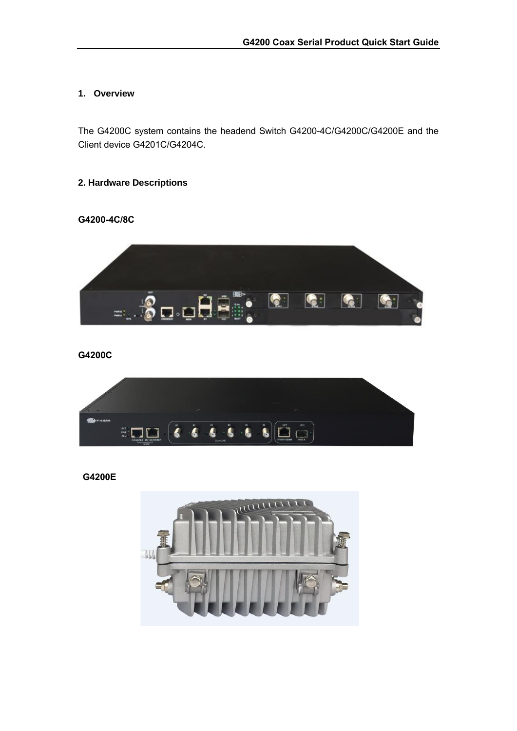## 1. Overview

The G4200C system contains the headend Switch G4200-4C/G4200C/G4200E and the Client device G4201C/G4204C.

## 2. Hardware Descriptions

**G4200-4C/8C**

**G4200C**

**G4200E**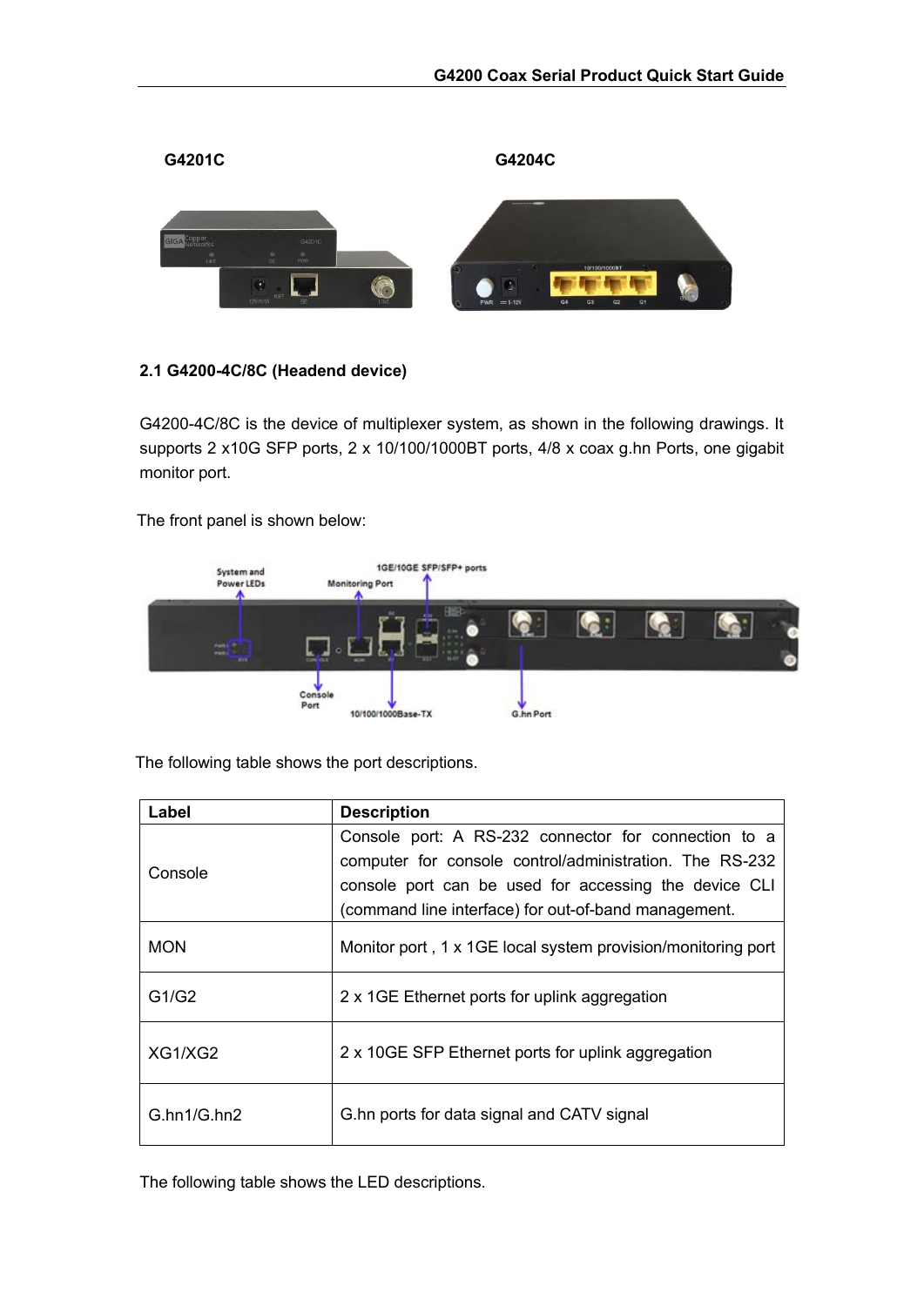**G4201C** **G4204C**

**2.1 G4200-4C/8C (Headend device)**

G4200-4C/8C is the device of multiplexer system, as shown in the following drawings. It supports 2 x10G SFP ports, 2 x 10/100/1000BT ports, 4/8 x coax g.hn Ports, one gigabit monitor port.

The front panel is shown below:

The following table shows the port descriptions.

| Label | Description |
| --- | --- |
| Console | Console port: A RS-232 connector for connection to a computer for console control/administration. The RS-232 console port can be used for accessing the device CLI (command line interface) for out-of-band management. |
| MON | Monitor port , 1 x 1GE local system provision/monitoring port |
| G1/G2 | 2 x 1GE Ethernet ports for uplink aggregation |
| XG1/XG2 | 2 x 10GE SFP Ethernet ports for uplink aggregation |
| G.hn1/G.hn2 | G.hn ports for data signal and CATV signal |

The following table shows the LED descriptions.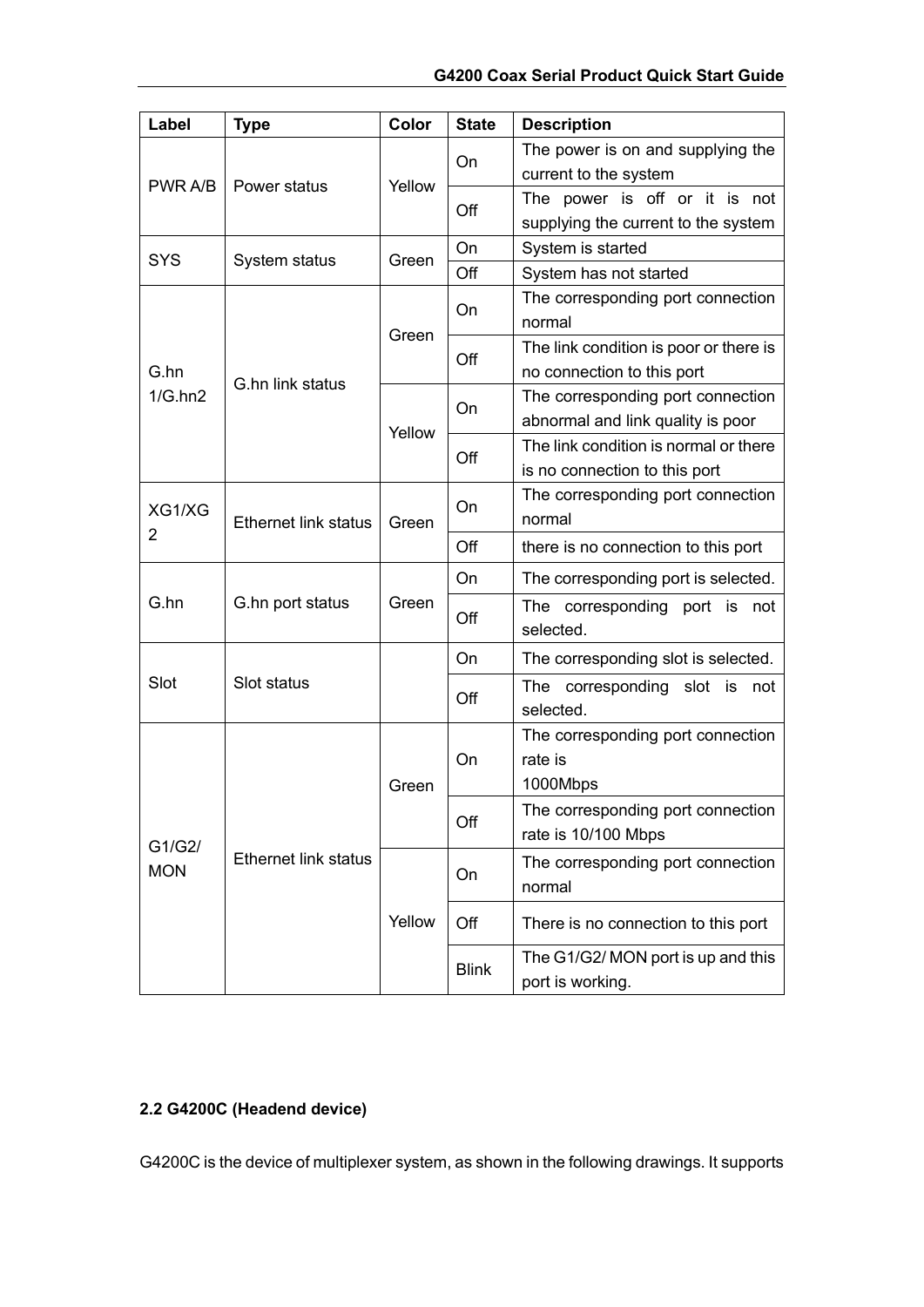| Label | Type | Color | State | Description |
|---|---|---|---|---|
| PWR A/B | Power status | Yellow | On | The power is on and supplying the current to the system |
| | | | Off | The power is off or it is not supplying the current to the system |
| SYS | System status | Green | On | System is started |
| | | | Off | System has not started |
| G.hn 1/G.hn2 | G.hn link status | Green | On | The corresponding port connection normal |
| | | | Off | The link condition is poor or there is no connection to this port |
| | | Yellow | On | The corresponding port connection abnormal and link quality is poor |
| | | | Off | The link condition is normal or there is no connection to this port |
| XG1/XG 2 | Ethernet link status | Green | On | The corresponding port connection normal |
| | | | Off | there is no connection to this port |
| G.hn | G.hn port status | Green | On | The corresponding port is selected. |
| | | | Off | The corresponding port is not selected. |
| Slot | Slot status | | On | The corresponding slot is selected. |
| | | | Off | The corresponding slot is not selected. |
| G1/G2/ MON | Ethernet link status | Green | On | The corresponding port connection rate is 1000Mbps |
| | | | Off | The corresponding port connection rate is 10/100 Mbps |
| | | Yellow | On | The corresponding port connection normal |
| | | | Off | There is no connection to this port |
| | | | Blink | The G1/G2/ MON port is up and this port is working. |

### 2.2 G4200C (Headend device)

G4200C is the device of multiplexer system, as shown in the following drawings. It supports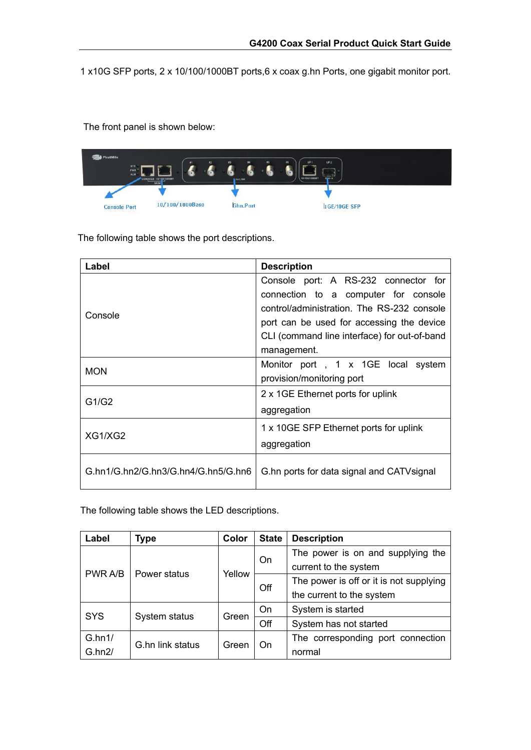1 x10G SFP ports, 2 x 10/100/1000BT ports,6 x coax g.hn Ports, one gigabit monitor port.

The front panel is shown below:

Console Port    10/100/1000Base    Ghn.Port    1GE/10GE SFP

The following table shows the port descriptions.

| Label | Description |
|---|---|
| Console | Console port: A RS-232 connector for connection to a computer for console control/administration. The RS-232 console port can be used for accessing the device CLI (command line interface) for out-of-band management. |
| MON | Monitor port , 1 x 1GE local system provision/monitoring port |
| G1/G2 | 2 x 1GE Ethernet ports for uplink aggregation |
| XG1/XG2 | 1 x 10GE SFP Ethernet ports for uplink aggregation |
| G.hn1/G.hn2/G.hn3/G.hn4/G.hn5/G.hn6 | G.hn ports for data signal and CATVsignal |

The following table shows the LED descriptions.

| Label | Type | Color | State | Description |
|---|---|---|---|---|
| PWR A/B | Power status | Yellow | On | The power is on and supplying the current to the system |
| | | | Off | The power is off or it is not supplying the current to the system |
| SYS | System status | Green | On | System is started |
| | | | Off | System has not started |
| G.hn1/ G.hn2/ | G.hn link status | Green | On | The corresponding port connection normal |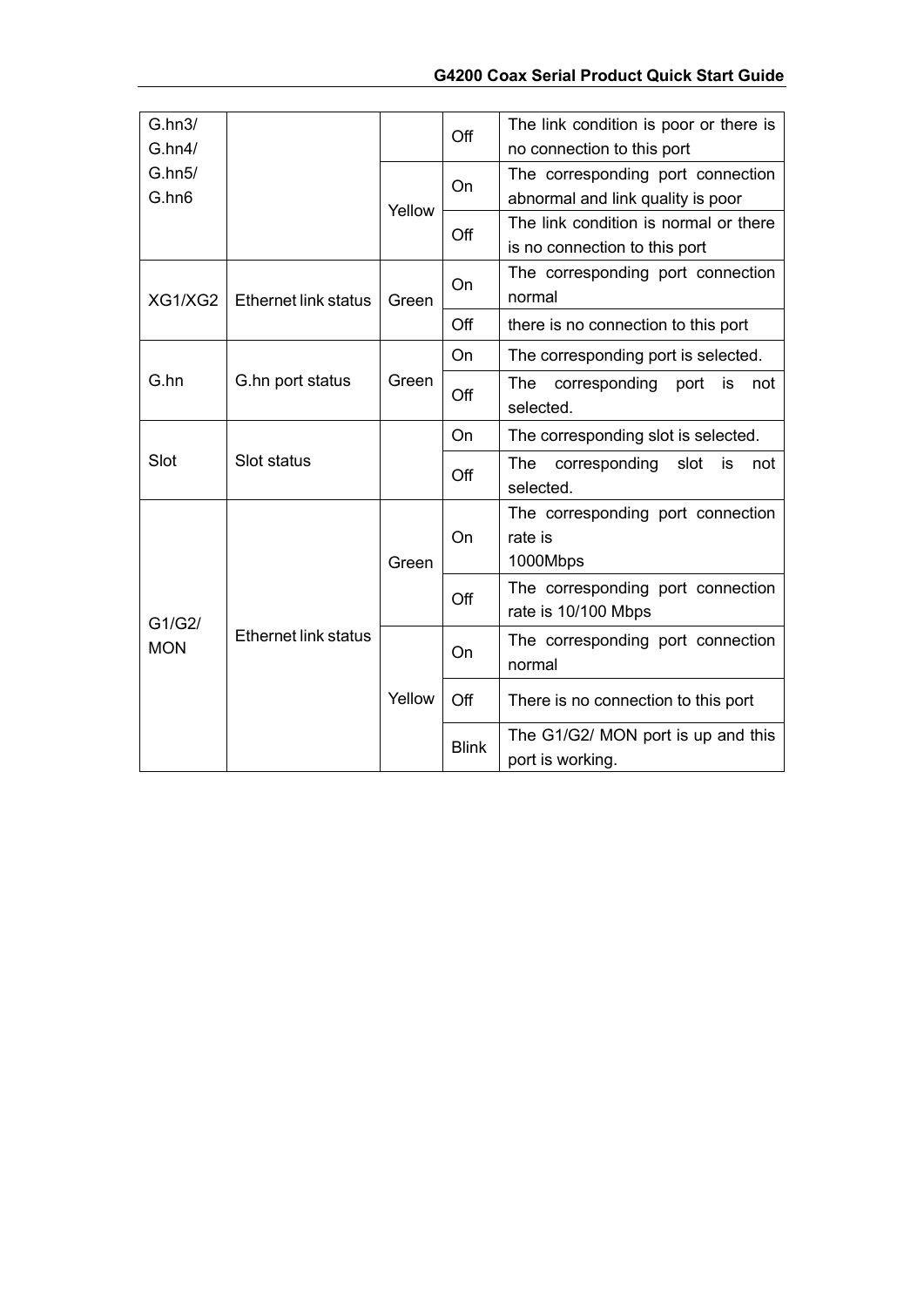| G.hn3/ G.hn4/ G.hn5/ G.hn6 | | | Off | The link condition is poor or there is no connection to this port |
|---|---|---|---|---|
| | | Yellow | On | The corresponding port connection abnormal and link quality is poor |
| | | | Off | The link condition is normal or there is no connection to this port |
| XG1/XG2 | Ethernet link status | Green | On | The corresponding port connection normal |
| | | | Off | there is no connection to this port |
| G.hn | G.hn port status | Green | On | The corresponding port is selected. |
| | | | Off | The corresponding port is not selected. |
| Slot | Slot status | | On | The corresponding slot is selected. |
| | | | Off | The corresponding slot is not selected. |
| G1/G2/ MON | Ethernet link status | Green | On | The corresponding port connection rate is 1000Mbps |
| | | | Off | The corresponding port connection rate is 10/100 Mbps |
| | | Yellow | On | The corresponding port connection normal |
| | | | Off | There is no connection to this port |
| | | | Blink | The G1/G2/ MON port is up and this port is working. |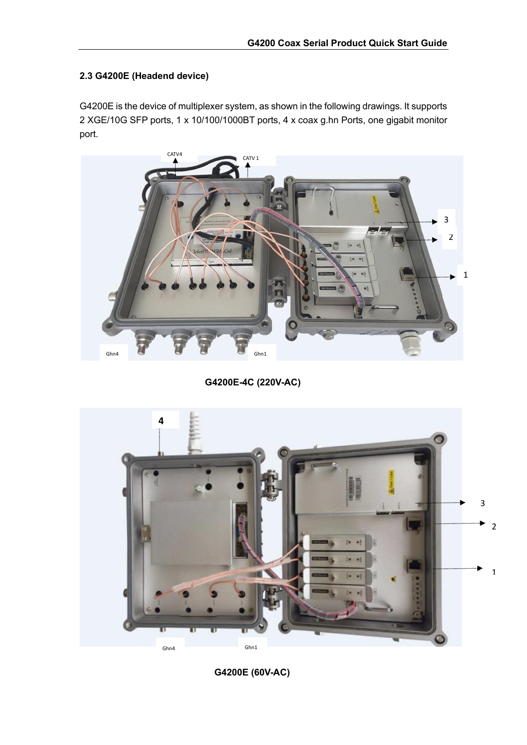### 2.3 G4200E (Headend device)

G4200E is the device of multiplexer system, as shown in the following drawings. It supports 2 XGE/10G SFP ports, 1 x 10/100/1000BT ports, 4 x coax g.hn Ports, one gigabit monitor port.

**G4200E-4C (220V-AC)**

**G4200E (60V-AC)**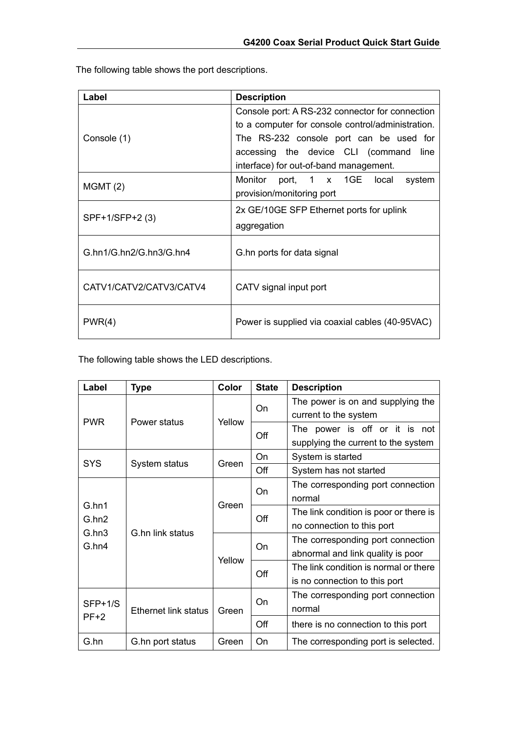The following table shows the port descriptions.

| Label | Description |
| --- | --- |
| Console (1) | Console port: A RS-232 connector for connection to a computer for console control/administration. The RS-232 console port can be used for accessing the device CLI (command line interface) for out-of-band management. |
| MGMT (2) | Monitor port, 1 x 1GE local system provision/monitoring port |
| SPF+1/SFP+2 (3) | 2x GE/10GE SFP Ethernet ports for uplink aggregation |
| G.hn1/G.hn2/G.hn3/G.hn4 | G.hn ports for data signal |
| CATV1/CATV2/CATV3/CATV4 | CATV signal input port |
| PWR(4) | Power is supplied via coaxial cables (40-95VAC) |

The following table shows the LED descriptions.

| Label | Type | Color | State | Description |
| --- | --- | --- | --- | --- |
| PWR | Power status | Yellow | On | The power is on and supplying the current to the system |
| | | | Off | The power is off or it is not supplying the current to the system |
| SYS | System status | Green | On | System is started |
| | | | Off | System has not started |
| G.hn1 G.hn2 G.hn3 G.hn4 | G.hn link status | Green | On | The corresponding port connection normal |
| | | | Off | The link condition is poor or there is no connection to this port |
| | | Yellow | On | The corresponding port connection abnormal and link quality is poor |
| | | | Off | The link condition is normal or there is no connection to this port |
| SFP+1/SPF+2 | Ethernet link status | Green | On | The corresponding port connection normal |
| | | | Off | there is no connection to this port |
| G.hn | G.hn port status | Green | On | The corresponding port is selected. |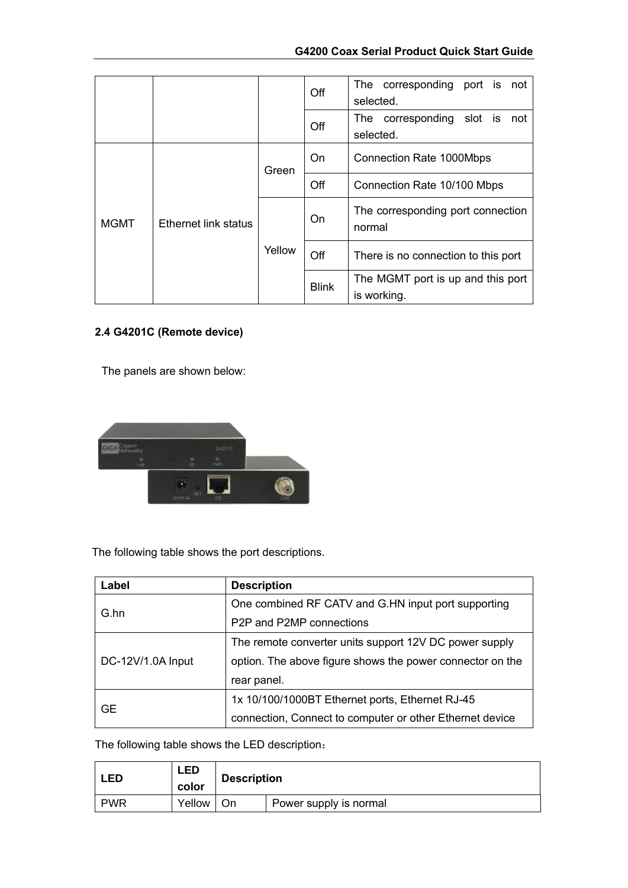| | | | Off | The corresponding port is not selected. |
|---|---|---|---|---|
| | | | Off | The corresponding slot is not selected. |
| MGMT | Ethernet link status | Green | On | Connection Rate 1000Mbps |
| | | | Off | Connection Rate 10/100 Mbps |
| | | Yellow | On | The corresponding port connection normal |
| | | | Off | There is no connection to this port |
| | | | Blink | The MGMT port is up and this port is working. |

### 2.4 G4201C (Remote device)

The panels are shown below:

The following table shows the port descriptions.

| Label | Description |
|---|---|
| G.hn | One combined RF CATV and G.HN input port supporting P2P and P2MP connections |
| DC-12V/1.0A Input | The remote converter units support 12V DC power supply option. The above figure shows the power connector on the rear panel. |
| GE | 1x 10/100/1000BT Ethernet ports, Ethernet RJ-45 connection, Connect to computer or other Ethernet device |

The following table shows the LED description：

| LED | LED color | Description | |
|---|---|---|---|
| PWR | Yellow | On | Power supply is normal |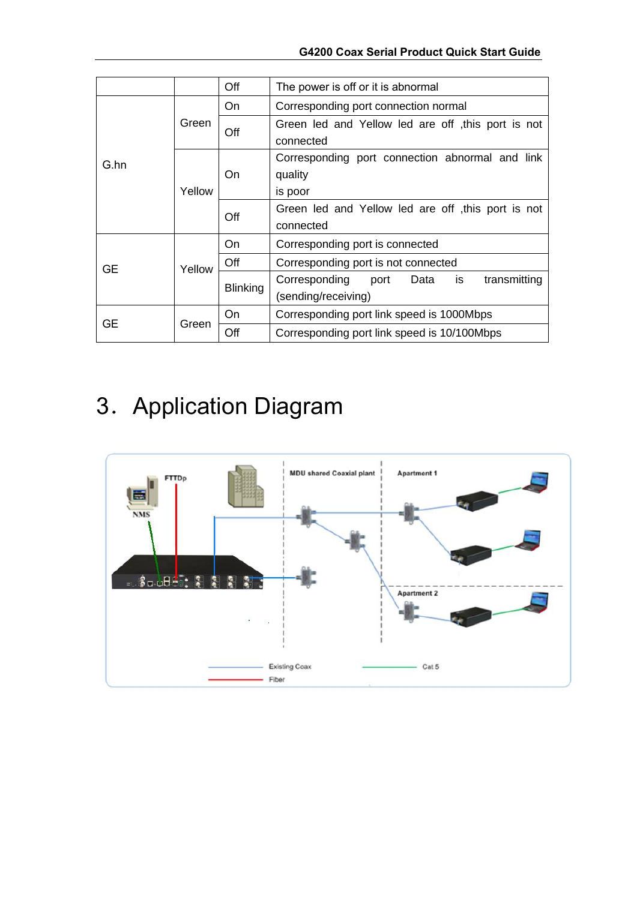| | | Off | The power is off or it is abnormal |
|---|---|---|---|
| G.hn | Green | On | Corresponding port connection normal |
| | | Off | Green led and Yellow led are off ,this port is not connected |
| | Yellow | On | Corresponding port connection abnormal and link quality is poor |
| | | Off | Green led and Yellow led are off ,this port is not connected |
| GE | Yellow | On | Corresponding port is connected |
| | | Off | Corresponding port is not connected |
| | | Blinking | Corresponding port Data is transmitting (sending/receiving) |
| GE | Green | On | Corresponding port link speed is 1000Mbps |
| | | Off | Corresponding port link speed is 10/100Mbps |

# 3. Application Diagram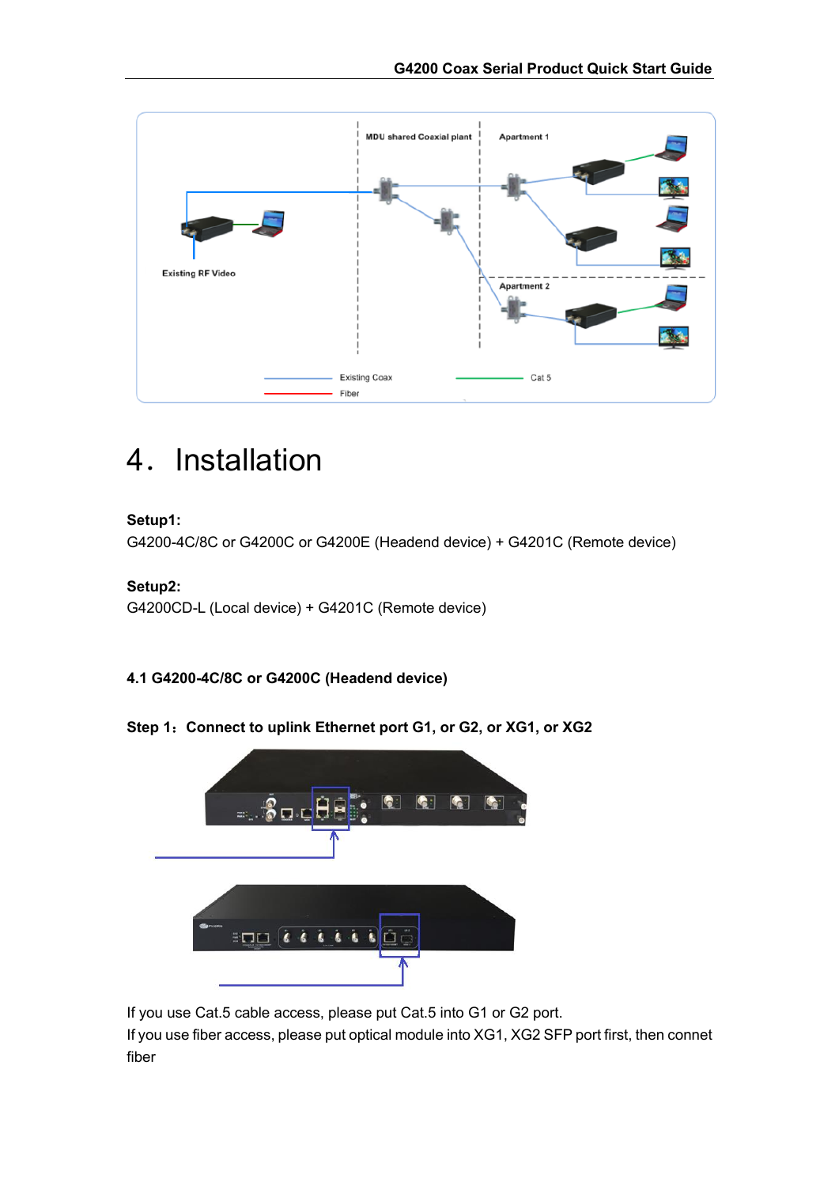# 4. Installation

**Setup1:**
G4200-4C/8C or G4200C or G4200E (Headend device) + G4201C (Remote device)

**Setup2:**
G4200CD-L (Local device) + G4201C (Remote device)

### 4.1 G4200-4C/8C or G4200C (Headend device)

**Step 1：Connect to uplink Ethernet port G1, or G2, or XG1, or XG2**

If you use Cat.5 cable access, please put Cat.5 into G1 or G2 port.
If you use fiber access, please put optical module into XG1, XG2 SFP port first, then connet fiber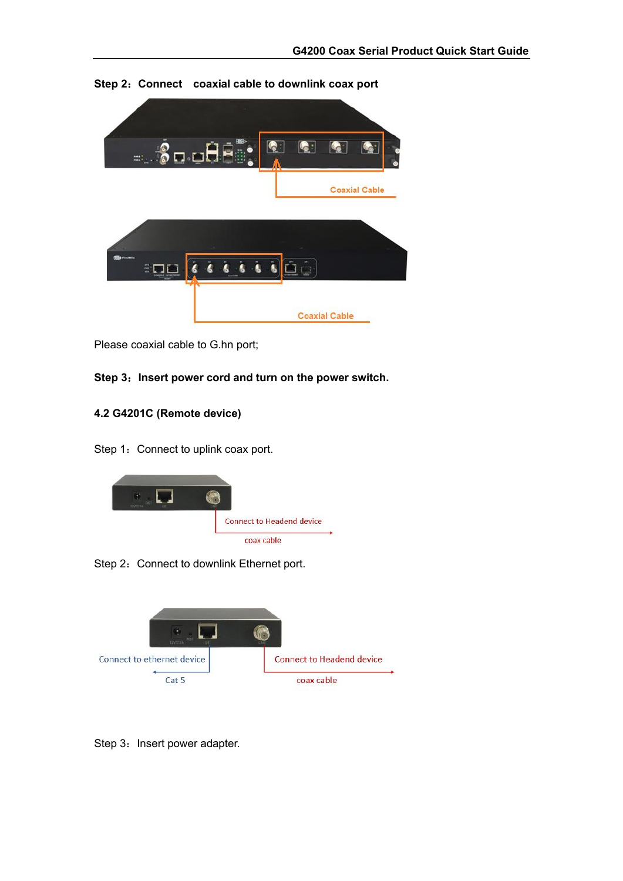**Step 2：Connect coaxial cable to downlink coax port**

Coaxial Cable

Coaxial Cable

Please coaxial cable to G.hn port;

**Step 3：Insert power cord and turn on the power switch.**

**4.2 G4201C (Remote device)**

Step 1：Connect to uplink coax port.

Connect to Headend device

coax cable

Step 2：Connect to downlink Ethernet port.

Connect to ethernet device

Cat 5

Connect to Headend device

coax cable

Step 3：Insert power adapter.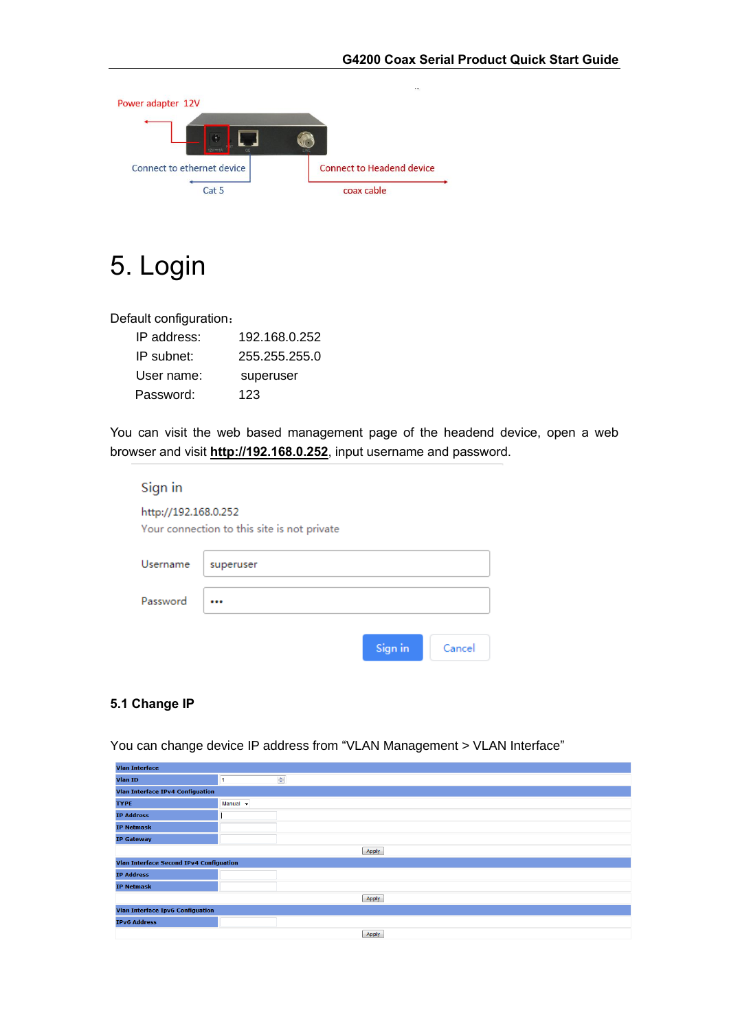Power adapter 12V

Connect to ethernet device

Cat 5

Connect to Headend device

coax cable

# 5. Login

Default configuration：

IP address: 192.168.0.252

IP subnet: 255.255.255.0

User name: superuser

Password: 123

You can visit the web based management page of the headend device, open a web browser and visit **http://192.168.0.252**, input username and password.

Sign in

http://192.168.0.252

Your connection to this site is not private

Username superuser

Password •••

Sign in Cancel

## 5.1 Change IP

You can change device IP address from “VLAN Management > VLAN Interface”

| Vlan Interface | |
|---|---|
| Vlan ID | 1 |
| Vlan Interface IPv4 Configuation | |
| TYPE | Manual |
| IP Address | |
| IP Netmask | |
| IP Gateway | |
| | Apply |
| Vlan Interface Second IPv4 Configuation | |
| IP Address | |
| IP Netmask | |
| | Apply |
| Vlan Interface Ipv6 Configuation | |
| IPv6 Address | |
| | Apply |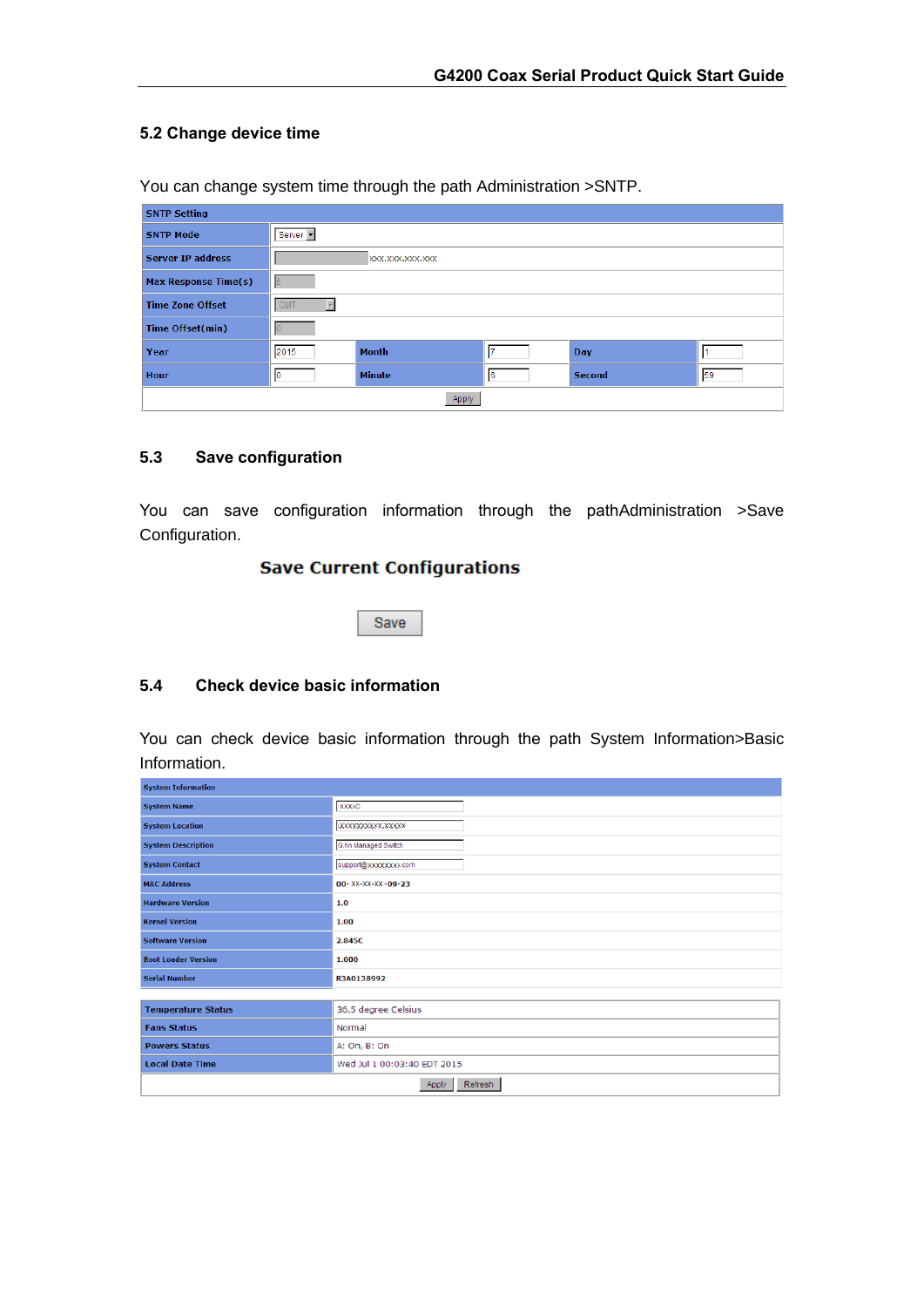## 5.2 Change device time

You can change system time through the path Administration >SNTP.

| SNTP Setting | | | | | |
|---|---|---|---|---|---|
| SNTP Mode | Server | | | | |
| Server IP address | xxx.xxx.xxx.xxx | | | | |
| Max Response Time(s) | 5 | | | | |
| Time Zone Offset | GMT | | | | |
| Time Offset(min) | 0 | | | | |
| Year | 2015 | Month | 7 | Day | 1 |
| Hour | 0 | Minute | 6 | Second | 59 |
| | | Apply | | | |

## 5.3 Save configuration

You can save configuration information through the pathAdministration >Save Configuration.

**Save Current Configurations**

Save

## 5.4 Check device basic information

You can check device basic information through the path System Information>Basic Information.

| System Information | |
|---|---|
| System Name | xxxxC |
| System Location | xxxxxxxxxx.xxxxx |
| System Description | G.hn Managed Switch |
| System Contact | support@xxxxxxx.com |
| MAC Address | 00- xx-xx-xx-09-23 |
| Hardware Version | 1.0 |
| Kernel Version | 1.00 |
| Software Version | 2.845C |
| Boot Loader Version | 1.000 |
| Serial Number | R3A0138992 |

| | |
|---|---|
| Temperature Status | 36.5 degree Celsius |
| Fans Status | Normal |
| Powers Status | A: On, B: On |
| Local Date Time | Wed Jul 1 00:03:40 EDT 2015 |
| Apply Refresh | |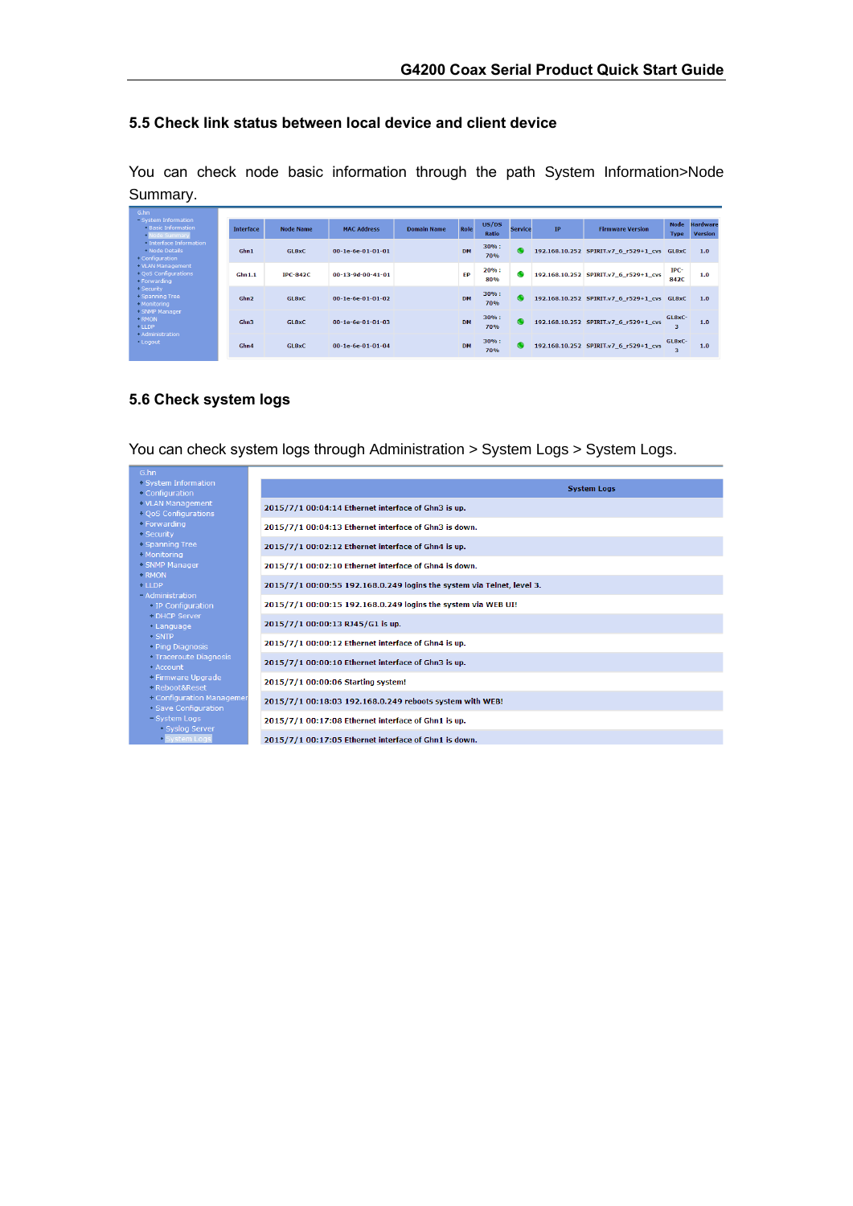## 5.5 Check link status between local device and client device

You can check node basic information through the path System Information>Node Summary.

| Interface | Node Name | MAC Address | Domain Name | Role | US/DS Ratio | Service | IP | Firmware Version | Node Type | Hardware Version |
|---|---|---|---|---|---|---|---|---|---|---|
| Ghn1 | GL8xC | 00-1e-6e-01-01-01 | | DM | 30% : 70% | | 192.168.10.252 | SPIRIT.v7_6_r529+1_cvs | GL8xC | 1.0 |
| Ghn1.1 | IPC-842C | 00-13-9d-00-41-01 | | EP | 20% : 80% | | 192.168.10.252 | SPIRIT.v7_6_r529+1_cvs | IPC-842C | 1.0 |
| Ghn2 | GL8xC | 00-1e-6e-01-01-02 | | DM | 30% : 70% | | 192.168.10.252 | SPIRIT.v7_6_r529+1_cvs | GL8xC | 1.0 |
| Ghn3 | GL8xC | 00-1e-6e-01-01-03 | | DM | 30% : 70% | | 192.168.10.252 | SPIRIT.v7_6_r529+1_cvs | GL8xC-3 | 1.0 |
| Ghn4 | GL8xC | 00-1e-6e-01-01-04 | | DM | 30% : 70% | | 192.168.10.252 | SPIRIT.v7_6_r529+1_cvs | GL8xC-3 | 1.0 |

## 5.6 Check system logs

You can check system logs through Administration > System Logs > System Logs.

| System Logs |
|---|
| 2015/7/1 00:04:14 Ethernet interface of Ghn3 is up. |
| 2015/7/1 00:04:13 Ethernet interface of Ghn3 is down. |
| 2015/7/1 00:02:12 Ethernet interface of Ghn4 is up. |
| 2015/7/1 00:02:10 Ethernet interface of Ghn4 is down. |
| 2015/7/1 00:00:55 192.168.0.249 logins the system via Telnet, level 3. |
| 2015/7/1 00:00:15 192.168.0.249 logins the system via WEB UI! |
| 2015/7/1 00:00:13 RJ45/G1 is up. |
| 2015/7/1 00:00:12 Ethernet interface of Ghn4 is up. |
| 2015/7/1 00:00:10 Ethernet interface of Ghn3 is up. |
| 2015/7/1 00:00:06 Starting system! |
| 2015/7/1 00:18:03 192.168.0.249 reboots system with WEB! |
| 2015/7/1 00:17:08 Ethernet interface of Ghn1 is up. |
| 2015/7/1 00:17:05 Ethernet interface of Ghn1 is down. |